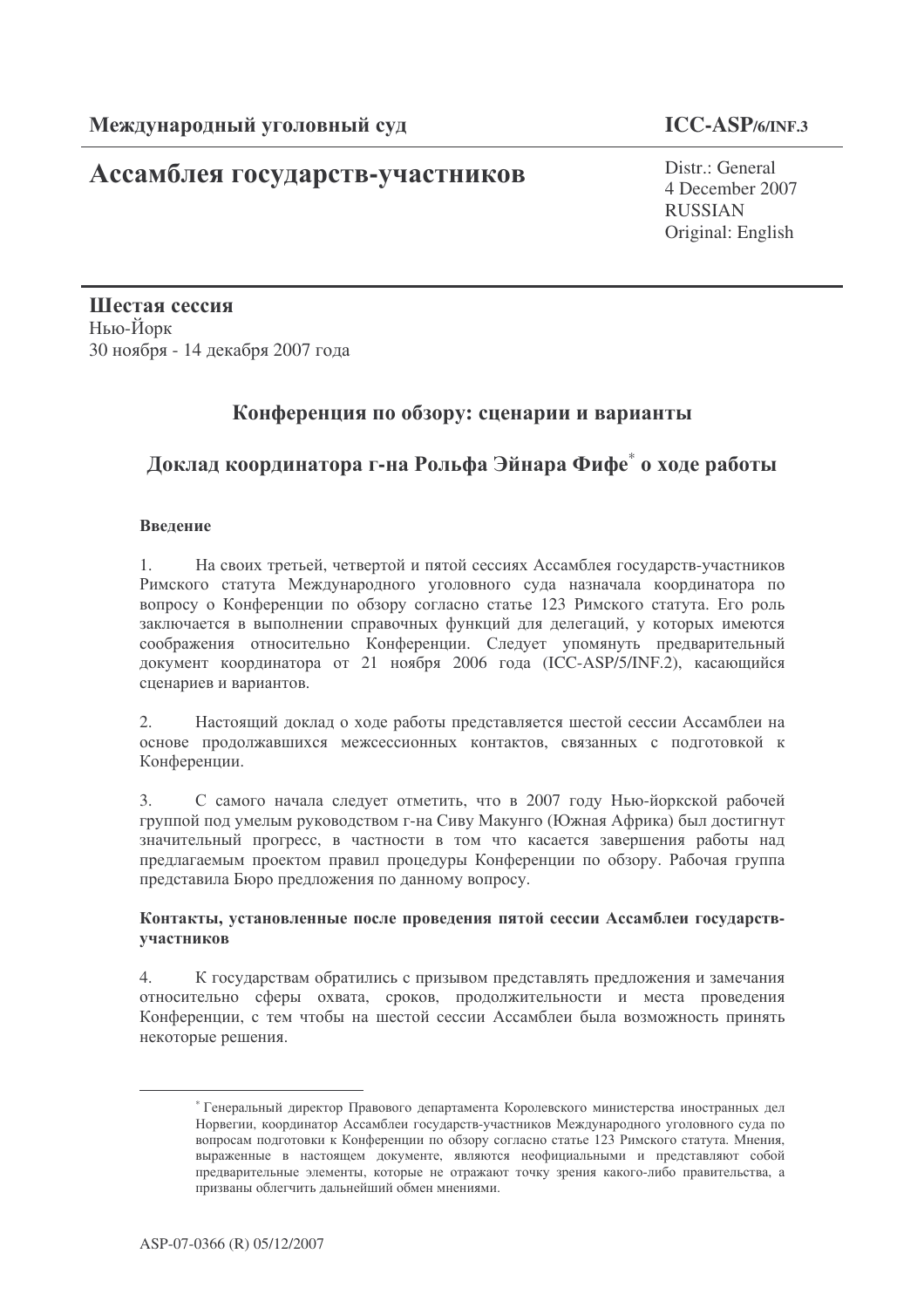**Международный уголовный суд**

**ICC-ASP/6/INF.3**

# Ассамблея государств-участников

Distr.: General
4 December 2007
RUSSIAN
Original: English

**Шестая сессия**
Нью-Йорк
30 ноября - 14 декабря 2007 года

## Конференция по обзору: сценарии и варианты

## Доклад координатора г-на Рольфа Эйнара Фифе[*] о ходе работы

### Введение

1. На своих третьей, четвертой и пятой сессиях Ассамблея государств-участников Римского статута Международного уголовного суда назначала координатора по вопросу о Конференции по обзору согласно статье 123 Римского статута. Его роль заключается в выполнении справочных функций для делегаций, у которых имеются соображения относительно Конференции. Следует упомянуть предварительный документ координатора от 21 ноября 2006 года (ICC-ASP/5/INF.2), касающийся сценариев и вариантов.

2. Настоящий доклад о ходе работы представляется шестой сессии Ассамблеи на основе продолжавшихся межсессионных контактов, связанных с подготовкой к Конференции.

3. С самого начала следует отметить, что в 2007 году Нью-йоркской рабочей группой под умелым руководством г-на Сиву Макунго (Южная Африка) был достигнут значительный прогресс, в частности в том что касается завершения работы над предлагаемым проектом правил процедуры Конференции по обзору. Рабочая группа представила Бюро предложения по данному вопросу.

### Контакты, установленные после проведения пятой сессии Ассамблеи государств-участников

4. К государствам обратились с призывом представлять предложения и замечания относительно сферы охвата, сроков, продолжительности и места проведения Конференции, с тем чтобы на шестой сессии Ассамблеи была возможность принять некоторые решения.

---

[*] Генеральный директор Правового департамента Королевского министерства иностранных дел Норвегии, координатор Ассамблеи государств-участников Международного уголовного суда по вопросам подготовки к Конференции по обзору согласно статье 123 Римского статута. Мнения, выраженные в настоящем документе, являются неофициальными и представляют собой предварительные элементы, которые не отражают точку зрения какого-либо правительства, а призваны облегчить дальнейший обмен мнениями.

ASP-07-0366 (R) 05/12/2007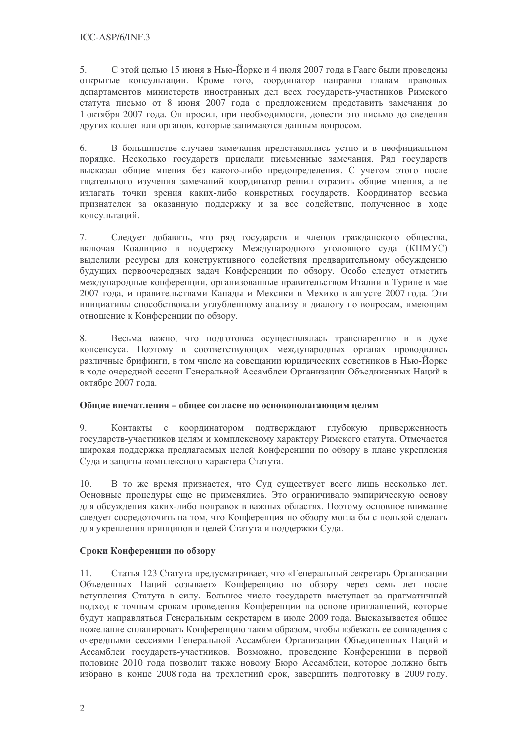5. С этой целью 15 июня в Нью-Йорке и 4 июля 2007 года в Гааге были проведены открытые консультации. Кроме того, координатор направил главам правовых департаментов министерств иностранных дел всех государств-участников Римского статута письмо от 8 июня 2007 года с предложением представить замечания до 1 октября 2007 года. Он просил, при необходимости, довести это письмо до сведения других коллег или органов, которые занимаются данным вопросом.

6. В большинстве случаев замечания представлялись устно и в неофициальном порядке. Несколько государств прислали письменные замечания. Ряд государств высказал общие мнения без какого-либо предопределения. С учетом этого после тщательного изучения замечаний координатор решил отразить общие мнения, а не излагать точки зрения каких-либо конкретных государств. Координатор весьма признателен за оказанную поддержку и за все содействие, полученное в ходе консультаций.

7. Следует добавить, что ряд государств и членов гражданского общества, включая Коалицию в поддержку Международного уголовного суда (КПМУС) выделили ресурсы для конструктивного содействия предварительному обсуждению будущих первоочередных задач Конференции по обзору. Особо следует отметить международные конференции, организованные правительством Италии в Турине в мае 2007 года, и правительствами Канады и Мексики в Мехико в августе 2007 года. Эти инициативы способствовали углубленному анализу и диалогу по вопросам, имеющим отношение к Конференции по обзору.

8. Весьма важно, что подготовка осуществлялась транспарентно и в духе консенсуса. Поэтому в соответствующих международных органах проводились различные брифинги, в том числе на совещании юридических советников в Нью-Йорке в ходе очередной сессии Генеральной Ассамблеи Организации Объединенных Наций в октябре 2007 года.

**Общие впечатления – общее согласие по основополагающим целям**

9. Контакты с координатором подтверждают глубокую приверженность государств-участников целям и комплексному характеру Римского статута. Отмечается широкая поддержка предлагаемых целей Конференции по обзору в плане укрепления Суда и защиты комплексного характера Статута.

10. В то же время признается, что Суд существует всего лишь несколько лет. Основные процедуры еще не применялись. Это ограничивало эмпирическую основу для обсуждения каких-либо поправок в важных областях. Поэтому основное внимание следует сосредоточить на том, что Конференция по обзору могла бы с пользой сделать для укрепления принципов и целей Статута и поддержки Суда.

**Сроки Конференции по обзору**

11. Статья 123 Статута предусматривает, что «Генеральный секретарь Организации Объеденных Наций созывает» Конференцию по обзору через семь лет после вступления Статута в силу. Большое число государств выступает за прагматичный подход к точным срокам проведения Конференции на основе приглашений, которые будут направляться Генеральным секретарем в июле 2009 года. Высказывается общее пожелание спланировать Конференцию таким образом, чтобы избежать ее совпадения с очередными сессиями Генеральной Ассамблеи Организации Объединенных Наций и Ассамблеи государств-участников. Возможно, проведение Конференции в первой половине 2010 года позволит также новому Бюро Ассамблеи, которое должно быть избрано в конце 2008 года на трехлетний срок, завершить подготовку в 2009 году.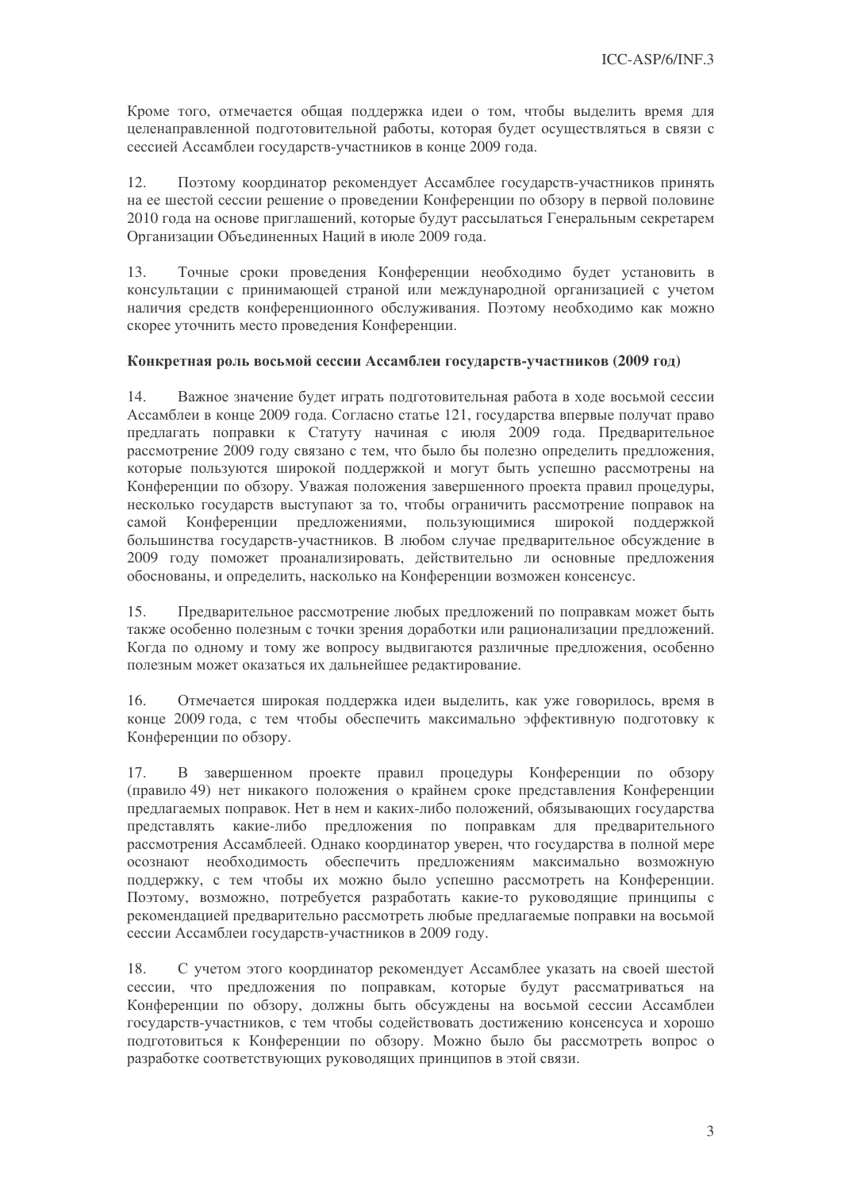Кроме того, отмечается общая поддержка идеи о том, чтобы выделить время для целенаправленной подготовительной работы, которая будет осуществляться в связи с сессией Ассамблеи государств-участников в конце 2009 года.

12. Поэтому координатор рекомендует Ассамблее государств-участников принять на ее шестой сессии решение о проведении Конференции по обзору в первой половине 2010 года на основе приглашений, которые будут рассылаться Генеральным секретарем Организации Объединенных Наций в июле 2009 года.

13. Точные сроки проведения Конференции необходимо будет установить в консультации с принимающей страной или международной организацией с учетом наличия средств конференционного обслуживания. Поэтому необходимо как можно скорее уточнить место проведения Конференции.

**Конкретная роль восьмой сессии Ассамблеи государств-участников (2009 год)**

14. Важное значение будет играть подготовительная работа в ходе восьмой сессии Ассамблеи в конце 2009 года. Согласно статье 121, государства впервые получат право предлагать поправки к Статуту начиная с июля 2009 года. Предварительное рассмотрение 2009 году связано с тем, что было бы полезно определить предложения, которые пользуются широкой поддержкой и могут быть успешно рассмотрены на Конференции по обзору. Уважая положения завершенного проекта правил процедуры, несколько государств выступают за то, чтобы ограничить рассмотрение поправок на самой Конференции предложениями, пользующимися широкой поддержкой большинства государств-участников. В любом случае предварительное обсуждение в 2009 году поможет проанализировать, действительно ли основные предложения обоснованы, и определить, насколько на Конференции возможен консенсус.

15. Предварительное рассмотрение любых предложений по поправкам может быть также особенно полезным с точки зрения доработки или рационализации предложений. Когда по одному и тому же вопросу выдвигаются различные предложения, особенно полезным может оказаться их дальнейшее редактирование.

16. Отмечается широкая поддержка идеи выделить, как уже говорилось, время в конце 2009 года, с тем чтобы обеспечить максимально эффективную подготовку к Конференции по обзору.

17. В завершенном проекте правил процедуры Конференции по обзору (правило 49) нет никакого положения о крайнем сроке представления Конференции предлагаемых поправок. Нет в нем и каких-либо положений, обязывающих государства представлять какие-либо предложения по поправкам для предварительного рассмотрения Ассамблеей. Однако координатор уверен, что государства в полной мере осознают необходимость обеспечить предложениям максимально возможную поддержку, с тем чтобы их можно было успешно рассмотреть на Конференции. Поэтому, возможно, потребуется разработать какие-то руководящие принципы с рекомендацией предварительно рассмотреть любые предлагаемые поправки на восьмой сессии Ассамблеи государств-участников в 2009 году.

18. С учетом этого координатор рекомендует Ассамблее указать на своей шестой сессии, что предложения по поправкам, которые будут рассматриваться на Конференции по обзору, должны быть обсуждены на восьмой сессии Ассамблеи государств-участников, с тем чтобы содействовать достижению консенсуса и хорошо подготовиться к Конференции по обзору. Можно было бы рассмотреть вопрос о разработке соответствующих руководящих принципов в этой связи.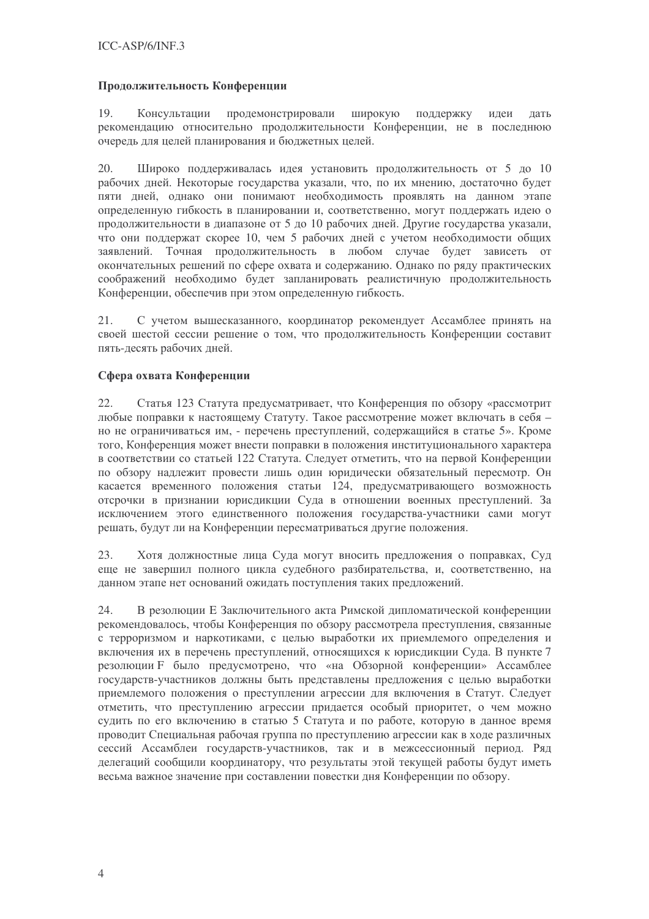**Продолжительность Конференции**

19. Консультации продемонстрировали широкую поддержку идеи дать рекомендацию относительно продолжительности Конференции, не в последнюю очередь для целей планирования и бюджетных целей.

20. Широко поддерживалась идея установить продолжительность от 5 до 10 рабочих дней. Некоторые государства указали, что, по их мнению, достаточно будет пяти дней, однако они понимают необходимость проявлять на данном этапе определенную гибкость в планировании и, соответственно, могут поддержать идею о продолжительности в диапазоне от 5 до 10 рабочих дней. Другие государства указали, что они поддержат скорее 10, чем 5 рабочих дней с учетом необходимости общих заявлений. Точная продолжительность в любом случае будет зависеть от окончательных решений по сфере охвата и содержанию. Однако по ряду практических соображений необходимо будет запланировать реалистичную продолжительность Конференции, обеспечив при этом определенную гибкость.

21. С учетом вышесказанного, координатор рекомендует Ассамблее принять на своей шестой сессии решение о том, что продолжительность Конференции составит пять-десять рабочих дней.

**Сфера охвата Конференции**

22. Статья 123 Статута предусматривает, что Конференция по обзору «рассмотрит любые поправки к настоящему Статуту. Такое рассмотрение может включать в себя – но не ограничиваться им, - перечень преступлений, содержащийся в статье 5». Кроме того, Конференция может внести поправки в положения институционального характера в соответствии со статьей 122 Статута. Следует отметить, что на первой Конференции по обзору надлежит провести лишь один юридически обязательный пересмотр. Он касается временного положения статьи 124, предусматривающего возможность отсрочки в признании юрисдикции Суда в отношении военных преступлений. За исключением этого единственного положения государства-участники сами могут решать, будут ли на Конференции пересматриваться другие положения.

23. Хотя должностные лица Суда могут вносить предложения о поправках, Суд еще не завершил полного цикла судебного разбирательства, и, соответственно, на данном этапе нет оснований ожидать поступления таких предложений.

24. В резолюции E Заключительного акта Римской дипломатической конференции рекомендовалось, чтобы Конференция по обзору рассмотрела преступления, связанные с терроризмом и наркотиками, с целью выработки их приемлемого определения и включения их в перечень преступлений, относящихся к юрисдикции Суда. В пункте 7 резолюции F было предусмотрено, что «на Обзорной конференции» Ассамблее государств-участников должны быть представлены предложения с целью выработки приемлемого положения о преступлении агрессии для включения в Статут. Следует отметить, что преступлению агрессии придается особый приоритет, о чем можно судить по его включению в статью 5 Статута и по работе, которую в данное время проводит Специальная рабочая группа по преступлению агрессии как в ходе различных сессий Ассамблеи государств-участников, так и в межсессионный период. Ряд делегаций сообщили координатору, что результаты этой текущей работы будут иметь весьма важное значение при составлении повестки дня Конференции по обзору.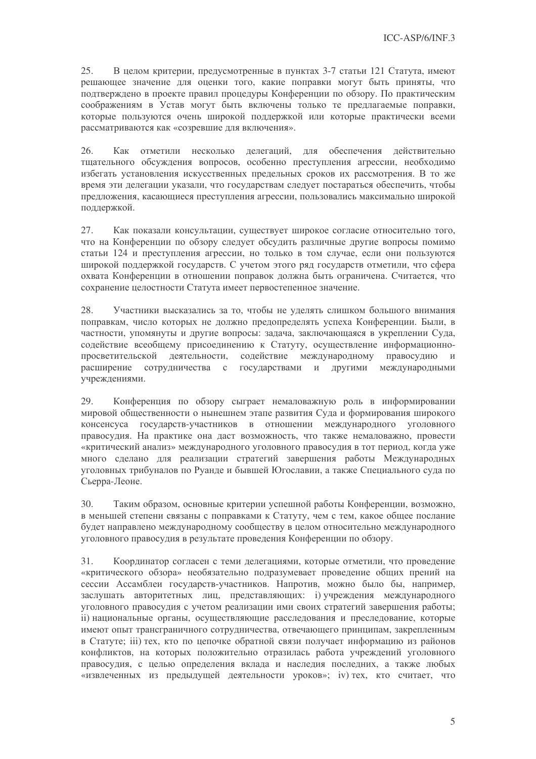25. В целом критерии, предусмотренные в пунктах 3-7 статьи 121 Статута, имеют решающее значение для оценки того, какие поправки могут быть приняты, что подтверждено в проекте правил процедуры Конференции по обзору. По практическим соображениям в Устав могут быть включены только те предлагаемые поправки, которые пользуются очень широкой поддержкой или которые практически всеми рассматриваются как «созревшие для включения».

26. Как отметили несколько делегаций, для обеспечения действительно тщательного обсуждения вопросов, особенно преступления агрессии, необходимо избегать установления искусственных предельных сроков их рассмотрения. В то же время эти делегации указали, что государствам следует постараться обеспечить, чтобы предложения, касающиеся преступления агрессии, пользовались максимально широкой поддержкой.

27. Как показали консультации, существует широкое согласие относительно того, что на Конференции по обзору следует обсудить различные другие вопросы помимо статьи 124 и преступления агрессии, но только в том случае, если они пользуются широкой поддержкой государств. С учетом этого ряд государств отметили, что сфера охвата Конференции в отношении поправок должна быть ограничена. Считается, что сохранение целостности Статута имеет первостепенное значение.

28. Участники высказались за то, чтобы не уделять слишком большого внимания поправкам, число которых не должно предопределять успеха Конференции. Были, в частности, упомянуты и другие вопросы: задача, заключающаяся в укреплении Суда, содействие всеобщему присоединению к Статуту, осуществление информационно-просветительской деятельности, содействие международному правосудию и расширение сотрудничества с государствами и другими международными учреждениями.

29. Конференция по обзору сыграет немаловажную роль в информировании мировой общественности о нынешнем этапе развития Суда и формирования широкого консенсуса государств-участников в отношении международного уголовного правосудия. На практике она даст возможность, что также немаловажно, провести «критический анализ» международного уголовного правосудия в тот период, когда уже много сделано для реализации стратегий завершения работы Международных уголовных трибуналов по Руанде и бывшей Югославии, а также Специального суда по Сьерра-Леоне.

30. Таким образом, основные критерии успешной работы Конференции, возможно, в меньшей степени связаны с поправками к Статуту, чем с тем, какое общее послание будет направлено международному сообществу в целом относительно международного уголовного правосудия в результате проведения Конференции по обзору.

31. Координатор согласен с теми делегациями, которые отметили, что проведение «критического обзора» необязательно подразумевает проведение общих прений на сессии Ассамблеи государств-участников. Напротив, можно было бы, например, заслушать авторитетных лиц, представляющих: i) учреждения международного уголовного правосудия с учетом реализации ими своих стратегий завершения работы; ii) национальные органы, осуществляющие расследования и преследование, которые имеют опыт трансграничного сотрудничества, отвечающего принципам, закрепленным в Статуте; iii) тех, кто по цепочке обратной связи получает информацию из районов конфликтов, на которых положительно отразилась работа учреждений уголовного правосудия, с целью определения вклада и наследия последних, а также любых «извлеченных из предыдущей деятельности уроков»; iv) тех, кто считает, что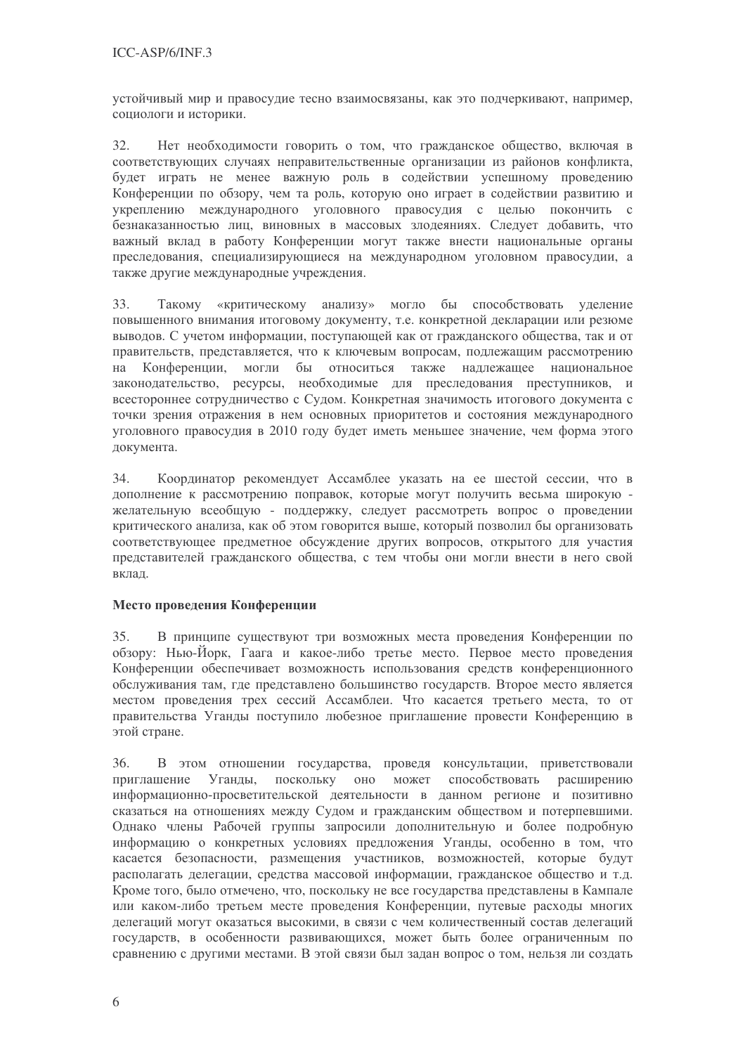устойчивый мир и правосудие тесно взаимосвязаны, как это подчеркивают, например, социологи и историки.

32. Нет необходимости говорить о том, что гражданское общество, включая в соответствующих случаях неправительственные организации из районов конфликта, будет играть не менее важную роль в содействии успешному проведению Конференции по обзору, чем та роль, которую оно играет в содействии развитию и укреплению международного уголовного правосудия с целью покончить с безнаказанностью лиц, виновных в массовых злодеяниях. Следует добавить, что важный вклад в работу Конференции могут также внести национальные органы преследования, специализирующиеся на международном уголовном правосудии, а также другие международные учреждения.

33. Такому «критическому анализу» могло бы способствовать уделение повышенного внимания итоговому документу, т.е. конкретной декларации или резюме выводов. С учетом информации, поступающей как от гражданского общества, так и от правительств, представляется, что к ключевым вопросам, подлежащим рассмотрению на Конференции, могли бы относиться также надлежащее национальное законодательство, ресурсы, необходимые для преследования преступников, и всестороннее сотрудничество с Судом. Конкретная значимость итогового документа с точки зрения отражения в нем основных приоритетов и состояния международного уголовного правосудия в 2010 году будет иметь меньшее значение, чем форма этого документа.

34. Координатор рекомендует Ассамблее указать на ее шестой сессии, что в дополнение к рассмотрению поправок, которые могут получить весьма широкую - желательную всеобщую - поддержку, следует рассмотреть вопрос о проведении критического анализа, как об этом говорится выше, который позволил бы организовать соответствующее предметное обсуждение других вопросов, открытого для участия представителей гражданского общества, с тем чтобы они могли внести в него свой вклад.

**Место проведения Конференции**

35. В принципе существуют три возможных места проведения Конференции по обзору: Нью-Йорк, Гаага и какое-либо третье место. Первое место проведения Конференции обеспечивает возможность использования средств конференционного обслуживания там, где представлено большинство государств. Второе место является местом проведения трех сессий Ассамблеи. Что касается третьего места, то от правительства Уганды поступило любезное приглашение провести Конференцию в этой стране.

36. В этом отношении государства, проведя консультации, приветствовали приглашение Уганды, поскольку оно может способствовать расширению информационно-просветительской деятельности в данном регионе и позитивно сказаться на отношениях между Судом и гражданским обществом и потерпевшими. Однако члены Рабочей группы запросили дополнительную и более подробную информацию о конкретных условиях предложения Уганды, особенно в том, что касается безопасности, размещения участников, возможностей, которые будут располагать делегации, средства массовой информации, гражданское общество и т.д. Кроме того, было отмечено, что, поскольку не все государства представлены в Кампале или каком-либо третьем месте проведения Конференции, путевые расходы многих делегаций могут оказаться высокими, в связи с чем количественный состав делегаций государств, в особенности развивающихся, может быть более ограниченным по сравнению с другими местами. В этой связи был задан вопрос о том, нельзя ли создать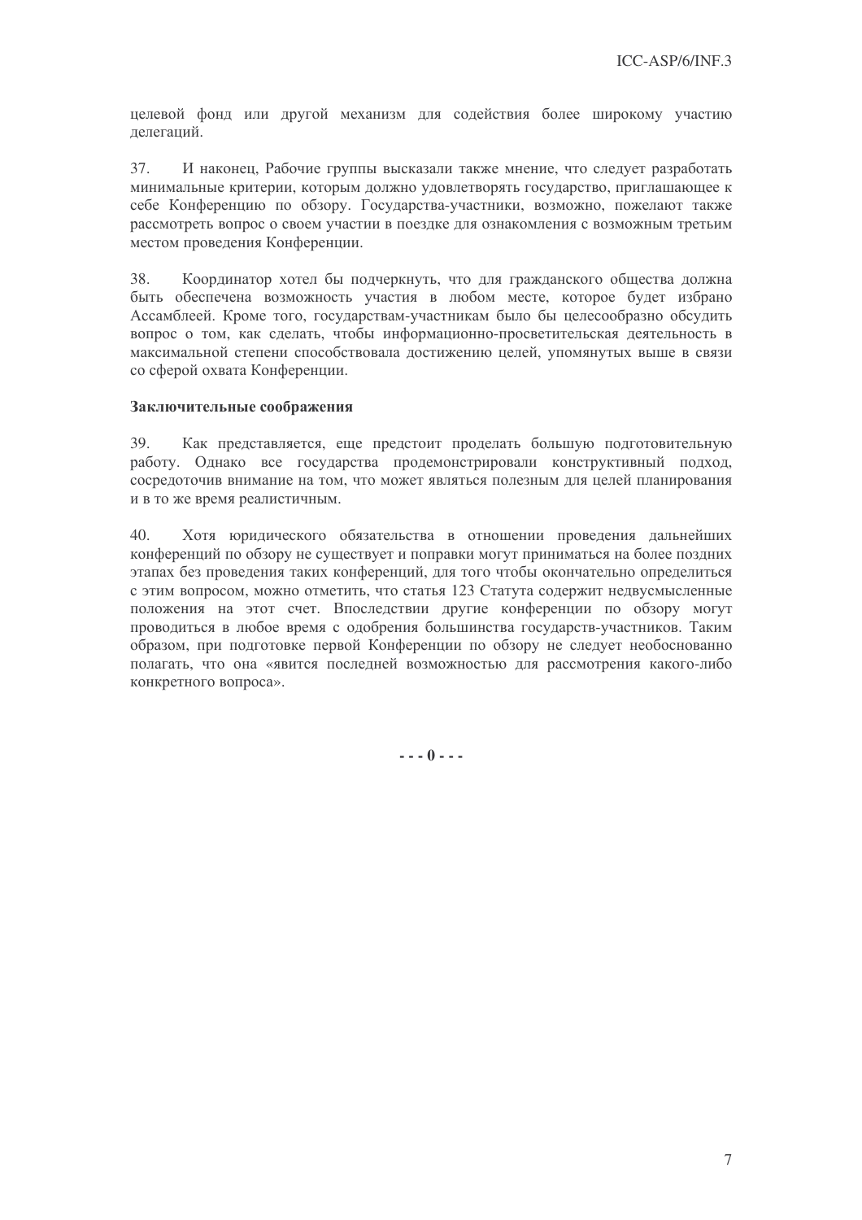целевой фонд или другой механизм для содействия более широкому участию делегаций.

37. И наконец, Рабочие группы высказали также мнение, что следует разработать минимальные критерии, которым должно удовлетворять государство, приглашающее к себе Конференцию по обзору. Государства-участники, возможно, пожелают также рассмотреть вопрос о своем участии в поездке для ознакомления с возможным третьим местом проведения Конференции.

38. Координатор хотел бы подчеркнуть, что для гражданского общества должна быть обеспечена возможность участия в любом месте, которое будет избрано Ассамблеей. Кроме того, государствам-участникам было бы целесообразно обсудить вопрос о том, как сделать, чтобы информационно-просветительская деятельность в максимальной степени способствовала достижению целей, упомянутых выше в связи со сферой охвата Конференции.

**Заключительные соображения**

39. Как представляется, еще предстоит проделать большую подготовительную работу. Однако все государства продемонстрировали конструктивный подход, сосредоточив внимание на том, что может являться полезным для целей планирования и в то же время реалистичным.

40. Хотя юридического обязательства в отношении проведения дальнейших конференций по обзору не существует и поправки могут приниматься на более поздних этапах без проведения таких конференций, для того чтобы окончательно определиться с этим вопросом, можно отметить, что статья 123 Статута содержит недвусмысленные положения на этот счет. Впоследствии другие конференции по обзору могут проводиться в любое время с одобрения большинства государств-участников. Таким образом, при подготовке первой Конференции по обзору не следует необоснованно полагать, что она «явится последней возможностью для рассмотрения какого-либо конкретного вопроса».

- - - 0 - - -